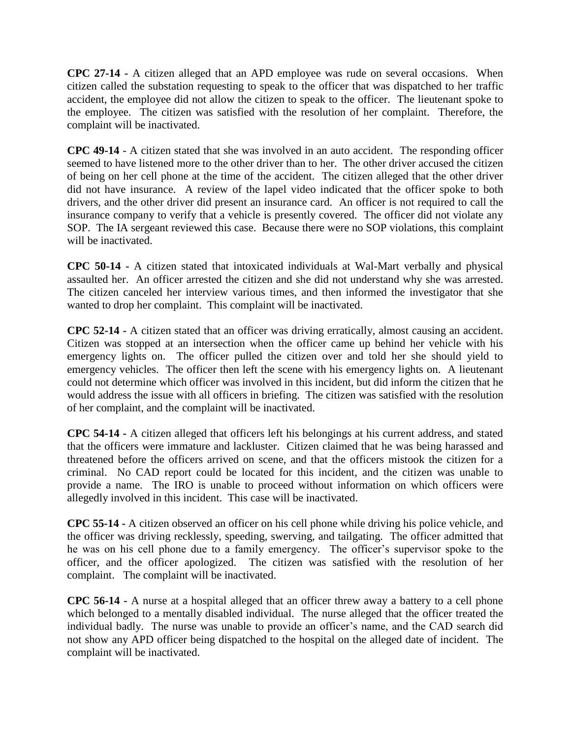**CPC 27-14 -** A citizen alleged that an APD employee was rude on several occasions. When citizen called the substation requesting to speak to the officer that was dispatched to her traffic accident, the employee did not allow the citizen to speak to the officer. The lieutenant spoke to the employee. The citizen was satisfied with the resolution of her complaint. Therefore, the complaint will be inactivated.

**CPC 49-14 -** A citizen stated that she was involved in an auto accident. The responding officer seemed to have listened more to the other driver than to her. The other driver accused the citizen of being on her cell phone at the time of the accident. The citizen alleged that the other driver did not have insurance. A review of the lapel video indicated that the officer spoke to both drivers, and the other driver did present an insurance card. An officer is not required to call the insurance company to verify that a vehicle is presently covered. The officer did not violate any SOP. The IA sergeant reviewed this case. Because there were no SOP violations, this complaint will be inactivated.

**CPC 50-14 -** A citizen stated that intoxicated individuals at Wal-Mart verbally and physical assaulted her. An officer arrested the citizen and she did not understand why she was arrested. The citizen canceled her interview various times, and then informed the investigator that she wanted to drop her complaint. This complaint will be inactivated.

**CPC 52-14 -** A citizen stated that an officer was driving erratically, almost causing an accident. Citizen was stopped at an intersection when the officer came up behind her vehicle with his emergency lights on. The officer pulled the citizen over and told her she should yield to emergency vehicles. The officer then left the scene with his emergency lights on. A lieutenant could not determine which officer was involved in this incident, but did inform the citizen that he would address the issue with all officers in briefing. The citizen was satisfied with the resolution of her complaint, and the complaint will be inactivated.

**CPC 54-14 -** A citizen alleged that officers left his belongings at his current address, and stated that the officers were immature and lackluster. Citizen claimed that he was being harassed and threatened before the officers arrived on scene, and that the officers mistook the citizen for a criminal. No CAD report could be located for this incident, and the citizen was unable to provide a name. The IRO is unable to proceed without information on which officers were allegedly involved in this incident. This case will be inactivated.

**CPC 55-14 -** A citizen observed an officer on his cell phone while driving his police vehicle, and the officer was driving recklessly, speeding, swerving, and tailgating. The officer admitted that he was on his cell phone due to a family emergency. The officer's supervisor spoke to the officer, and the officer apologized. The citizen was satisfied with the resolution of her complaint. The complaint will be inactivated.

**CPC 56-14 -** A nurse at a hospital alleged that an officer threw away a battery to a cell phone which belonged to a mentally disabled individual. The nurse alleged that the officer treated the individual badly. The nurse was unable to provide an officer's name, and the CAD search did not show any APD officer being dispatched to the hospital on the alleged date of incident. The complaint will be inactivated.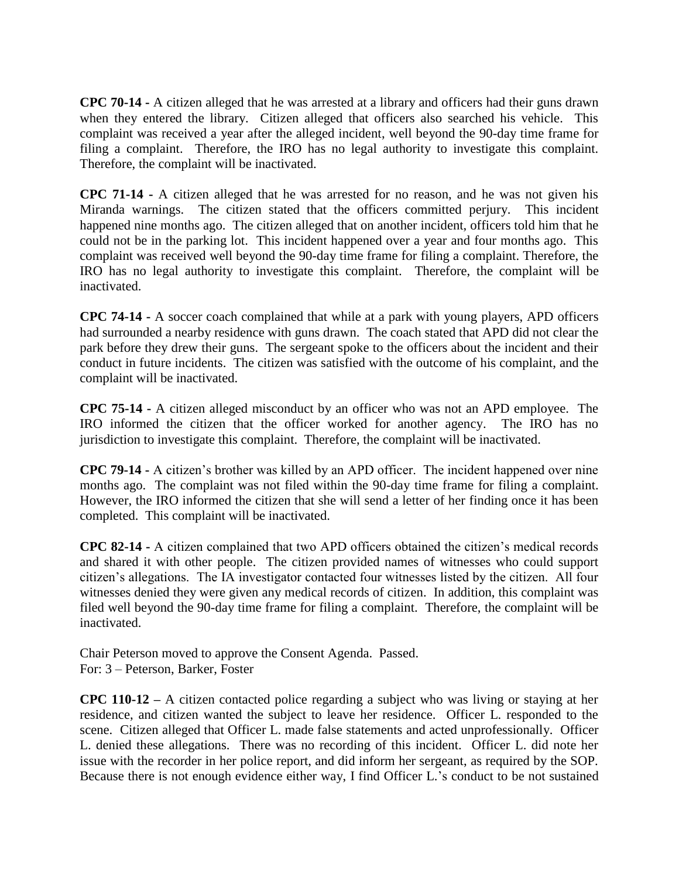**CPC 70-14 -** A citizen alleged that he was arrested at a library and officers had their guns drawn when they entered the library. Citizen alleged that officers also searched his vehicle. This complaint was received a year after the alleged incident, well beyond the 90-day time frame for filing a complaint. Therefore, the IRO has no legal authority to investigate this complaint. Therefore, the complaint will be inactivated.

**CPC 71-14 -** A citizen alleged that he was arrested for no reason, and he was not given his Miranda warnings. The citizen stated that the officers committed perjury. This incident happened nine months ago. The citizen alleged that on another incident, officers told him that he could not be in the parking lot. This incident happened over a year and four months ago. This complaint was received well beyond the 90-day time frame for filing a complaint. Therefore, the IRO has no legal authority to investigate this complaint. Therefore, the complaint will be inactivated.

**CPC 74-14 -** A soccer coach complained that while at a park with young players, APD officers had surrounded a nearby residence with guns drawn. The coach stated that APD did not clear the park before they drew their guns. The sergeant spoke to the officers about the incident and their conduct in future incidents. The citizen was satisfied with the outcome of his complaint, and the complaint will be inactivated.

**CPC 75-14 -** A citizen alleged misconduct by an officer who was not an APD employee. The IRO informed the citizen that the officer worked for another agency. The IRO has no jurisdiction to investigate this complaint. Therefore, the complaint will be inactivated.

**CPC 79-14 -** A citizen's brother was killed by an APD officer. The incident happened over nine months ago. The complaint was not filed within the 90-day time frame for filing a complaint. However, the IRO informed the citizen that she will send a letter of her finding once it has been completed. This complaint will be inactivated.

**CPC 82-14 -** A citizen complained that two APD officers obtained the citizen's medical records and shared it with other people. The citizen provided names of witnesses who could support citizen's allegations. The IA investigator contacted four witnesses listed by the citizen. All four witnesses denied they were given any medical records of citizen. In addition, this complaint was filed well beyond the 90-day time frame for filing a complaint. Therefore, the complaint will be inactivated.

Chair Peterson moved to approve the Consent Agenda. Passed.
For: 3 – Peterson, Barker, Foster

**CPC 110-12 –** A citizen contacted police regarding a subject who was living or staying at her residence, and citizen wanted the subject to leave her residence. Officer L. responded to the scene. Citizen alleged that Officer L. made false statements and acted unprofessionally. Officer L. denied these allegations. There was no recording of this incident. Officer L. did note her issue with the recorder in her police report, and did inform her sergeant, as required by the SOP. Because there is not enough evidence either way, I find Officer L.'s conduct to be not sustained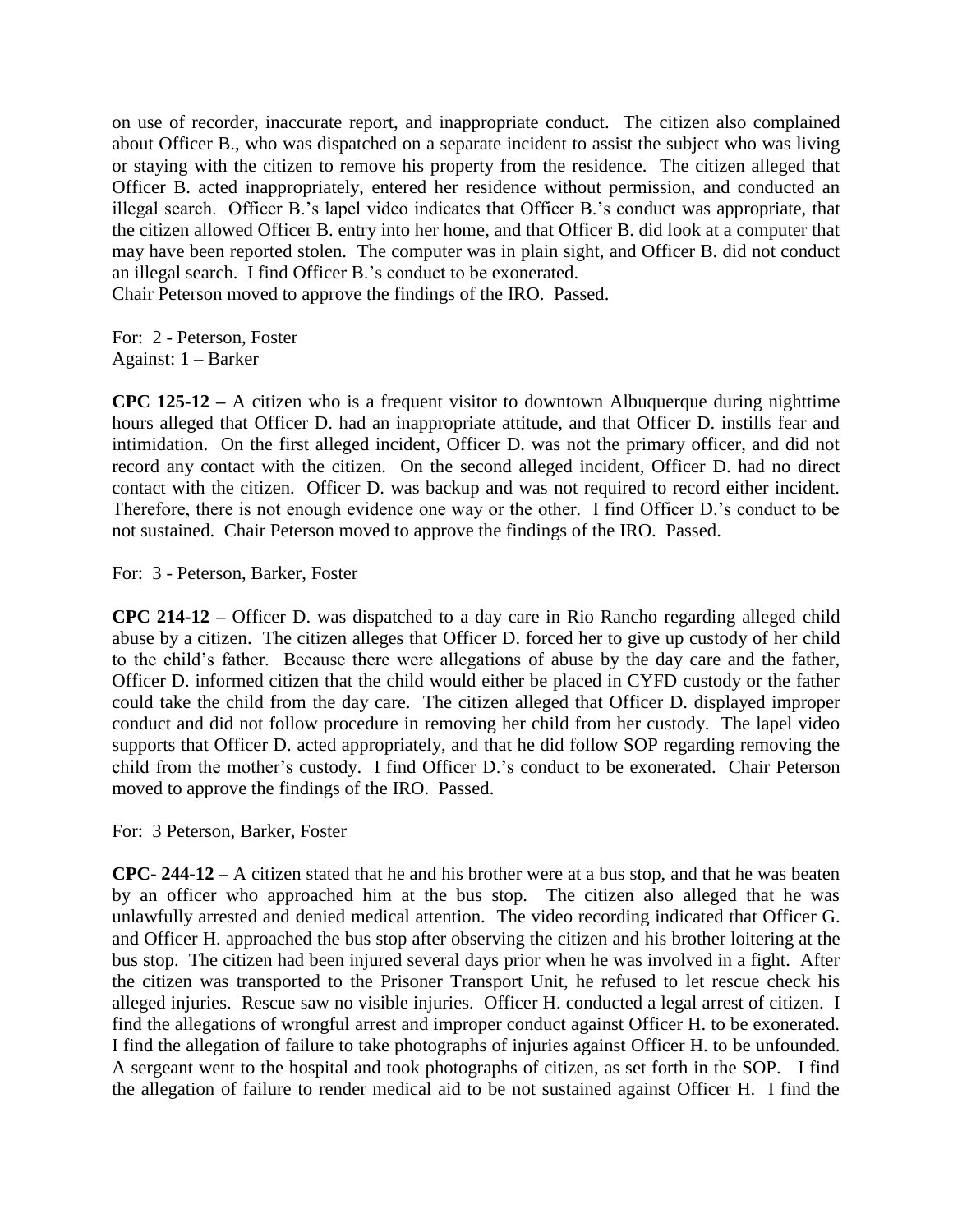on use of recorder, inaccurate report, and inappropriate conduct. The citizen also complained about Officer B., who was dispatched on a separate incident to assist the subject who was living or staying with the citizen to remove his property from the residence. The citizen alleged that Officer B. acted inappropriately, entered her residence without permission, and conducted an illegal search. Officer B.'s lapel video indicates that Officer B.'s conduct was appropriate, that the citizen allowed Officer B. entry into her home, and that Officer B. did look at a computer that may have been reported stolen. The computer was in plain sight, and Officer B. did not conduct an illegal search. I find Officer B.'s conduct to be exonerated.
Chair Peterson moved to approve the findings of the IRO. Passed.

For: 2 - Peterson, Foster
Against: 1 – Barker

**CPC 125-12 –** A citizen who is a frequent visitor to downtown Albuquerque during nighttime hours alleged that Officer D. had an inappropriate attitude, and that Officer D. instills fear and intimidation. On the first alleged incident, Officer D. was not the primary officer, and did not record any contact with the citizen. On the second alleged incident, Officer D. had no direct contact with the citizen. Officer D. was backup and was not required to record either incident. Therefore, there is not enough evidence one way or the other. I find Officer D.'s conduct to be not sustained. Chair Peterson moved to approve the findings of the IRO. Passed.

For: 3 - Peterson, Barker, Foster

**CPC 214-12 –** Officer D. was dispatched to a day care in Rio Rancho regarding alleged child abuse by a citizen. The citizen alleges that Officer D. forced her to give up custody of her child to the child's father. Because there were allegations of abuse by the day care and the father, Officer D. informed citizen that the child would either be placed in CYFD custody or the father could take the child from the day care. The citizen alleged that Officer D. displayed improper conduct and did not follow procedure in removing her child from her custody. The lapel video supports that Officer D. acted appropriately, and that he did follow SOP regarding removing the child from the mother's custody. I find Officer D.'s conduct to be exonerated. Chair Peterson moved to approve the findings of the IRO. Passed.

For: 3 Peterson, Barker, Foster

**CPC- 244-12** – A citizen stated that he and his brother were at a bus stop, and that he was beaten by an officer who approached him at the bus stop. The citizen also alleged that he was unlawfully arrested and denied medical attention. The video recording indicated that Officer G. and Officer H. approached the bus stop after observing the citizen and his brother loitering at the bus stop. The citizen had been injured several days prior when he was involved in a fight. After the citizen was transported to the Prisoner Transport Unit, he refused to let rescue check his alleged injuries. Rescue saw no visible injuries. Officer H. conducted a legal arrest of citizen. I find the allegations of wrongful arrest and improper conduct against Officer H. to be exonerated. I find the allegation of failure to take photographs of injuries against Officer H. to be unfounded. A sergeant went to the hospital and took photographs of citizen, as set forth in the SOP. I find the allegation of failure to render medical aid to be not sustained against Officer H. I find the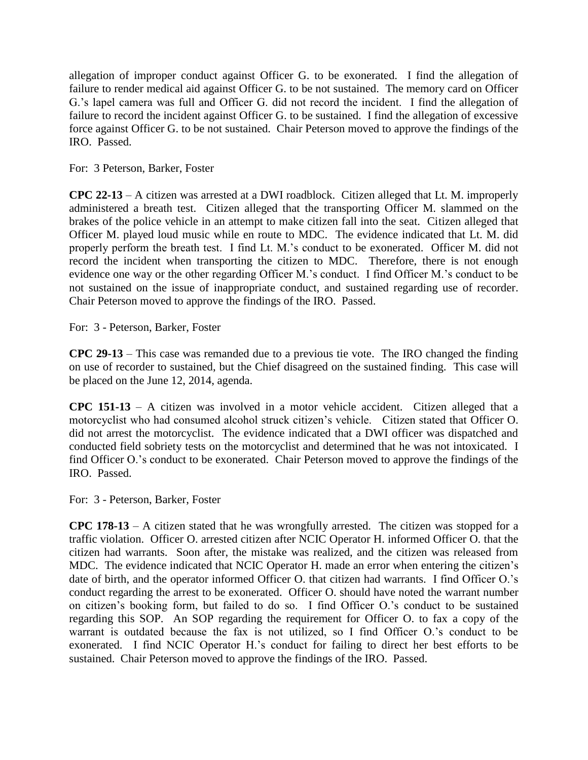allegation of improper conduct against Officer G. to be exonerated. I find the allegation of failure to render medical aid against Officer G. to be not sustained. The memory card on Officer G.'s lapel camera was full and Officer G. did not record the incident. I find the allegation of failure to record the incident against Officer G. to be sustained. I find the allegation of excessive force against Officer G. to be not sustained. Chair Peterson moved to approve the findings of the IRO. Passed.

For: 3 Peterson, Barker, Foster

**CPC 22-13** – A citizen was arrested at a DWI roadblock. Citizen alleged that Lt. M. improperly administered a breath test. Citizen alleged that the transporting Officer M. slammed on the brakes of the police vehicle in an attempt to make citizen fall into the seat. Citizen alleged that Officer M. played loud music while en route to MDC. The evidence indicated that Lt. M. did properly perform the breath test. I find Lt. M.'s conduct to be exonerated. Officer M. did not record the incident when transporting the citizen to MDC. Therefore, there is not enough evidence one way or the other regarding Officer M.'s conduct. I find Officer M.'s conduct to be not sustained on the issue of inappropriate conduct, and sustained regarding use of recorder. Chair Peterson moved to approve the findings of the IRO. Passed.

For: 3 - Peterson, Barker, Foster

**CPC 29-13** – This case was remanded due to a previous tie vote. The IRO changed the finding on use of recorder to sustained, but the Chief disagreed on the sustained finding. This case will be placed on the June 12, 2014, agenda.

**CPC 151-13** – A citizen was involved in a motor vehicle accident. Citizen alleged that a motorcyclist who had consumed alcohol struck citizen's vehicle. Citizen stated that Officer O. did not arrest the motorcyclist. The evidence indicated that a DWI officer was dispatched and conducted field sobriety tests on the motorcyclist and determined that he was not intoxicated. I find Officer O.'s conduct to be exonerated. Chair Peterson moved to approve the findings of the IRO. Passed.

For: 3 - Peterson, Barker, Foster

**CPC 178-13** – A citizen stated that he was wrongfully arrested. The citizen was stopped for a traffic violation. Officer O. arrested citizen after NCIC Operator H. informed Officer O. that the citizen had warrants. Soon after, the mistake was realized, and the citizen was released from MDC. The evidence indicated that NCIC Operator H. made an error when entering the citizen's date of birth, and the operator informed Officer O. that citizen had warrants. I find Officer O.'s conduct regarding the arrest to be exonerated. Officer O. should have noted the warrant number on citizen's booking form, but failed to do so. I find Officer O.'s conduct to be sustained regarding this SOP. An SOP regarding the requirement for Officer O. to fax a copy of the warrant is outdated because the fax is not utilized, so I find Officer O.'s conduct to be exonerated. I find NCIC Operator H.'s conduct for failing to direct her best efforts to be sustained. Chair Peterson moved to approve the findings of the IRO. Passed.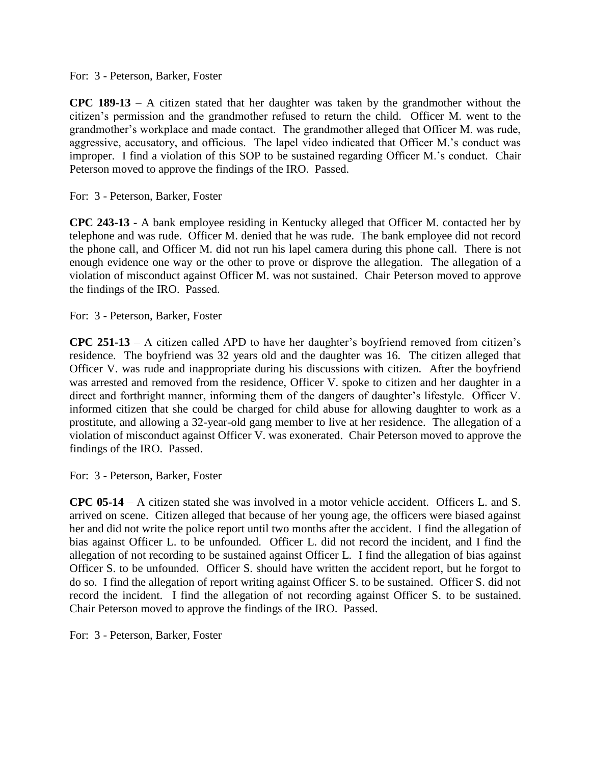For: 3 - Peterson, Barker, Foster

**CPC 189-13** – A citizen stated that her daughter was taken by the grandmother without the citizen's permission and the grandmother refused to return the child. Officer M. went to the grandmother's workplace and made contact. The grandmother alleged that Officer M. was rude, aggressive, accusatory, and officious. The lapel video indicated that Officer M.'s conduct was improper. I find a violation of this SOP to be sustained regarding Officer M.'s conduct. Chair Peterson moved to approve the findings of the IRO. Passed.

For: 3 - Peterson, Barker, Foster

**CPC 243-13** - A bank employee residing in Kentucky alleged that Officer M. contacted her by telephone and was rude. Officer M. denied that he was rude. The bank employee did not record the phone call, and Officer M. did not run his lapel camera during this phone call. There is not enough evidence one way or the other to prove or disprove the allegation. The allegation of a violation of misconduct against Officer M. was not sustained. Chair Peterson moved to approve the findings of the IRO. Passed.

For: 3 - Peterson, Barker, Foster

**CPC 251-13** – A citizen called APD to have her daughter's boyfriend removed from citizen's residence. The boyfriend was 32 years old and the daughter was 16. The citizen alleged that Officer V. was rude and inappropriate during his discussions with citizen. After the boyfriend was arrested and removed from the residence, Officer V. spoke to citizen and her daughter in a direct and forthright manner, informing them of the dangers of daughter's lifestyle. Officer V. informed citizen that she could be charged for child abuse for allowing daughter to work as a prostitute, and allowing a 32-year-old gang member to live at her residence. The allegation of a violation of misconduct against Officer V. was exonerated. Chair Peterson moved to approve the findings of the IRO. Passed.

For: 3 - Peterson, Barker, Foster

**CPC 05-14** – A citizen stated she was involved in a motor vehicle accident. Officers L. and S. arrived on scene. Citizen alleged that because of her young age, the officers were biased against her and did not write the police report until two months after the accident. I find the allegation of bias against Officer L. to be unfounded. Officer L. did not record the incident, and I find the allegation of not recording to be sustained against Officer L. I find the allegation of bias against Officer S. to be unfounded. Officer S. should have written the accident report, but he forgot to do so. I find the allegation of report writing against Officer S. to be sustained. Officer S. did not record the incident. I find the allegation of not recording against Officer S. to be sustained. Chair Peterson moved to approve the findings of the IRO. Passed.

For: 3 - Peterson, Barker, Foster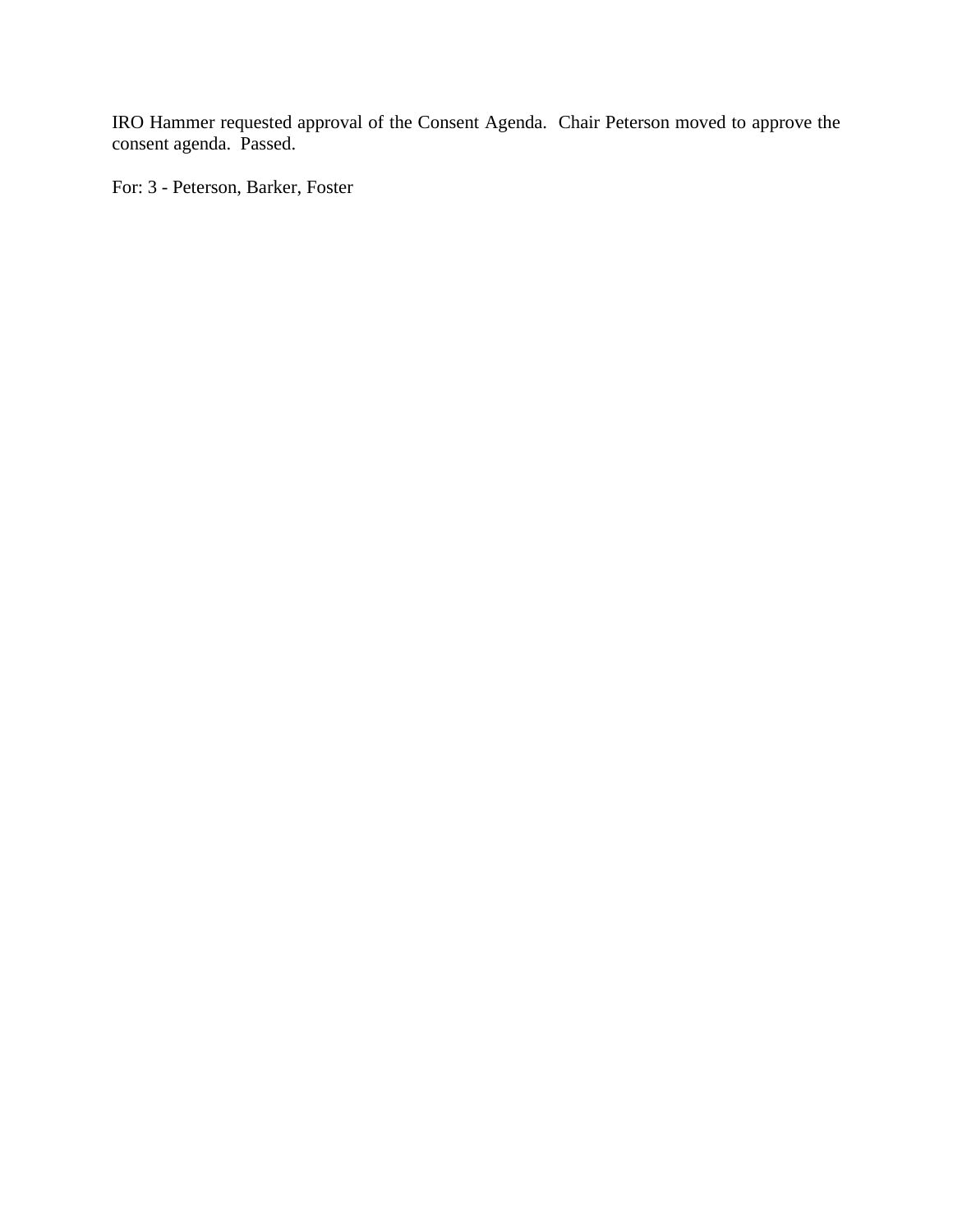IRO Hammer requested approval of the Consent Agenda. Chair Peterson moved to approve the consent agenda. Passed.

For: 3 - Peterson, Barker, Foster